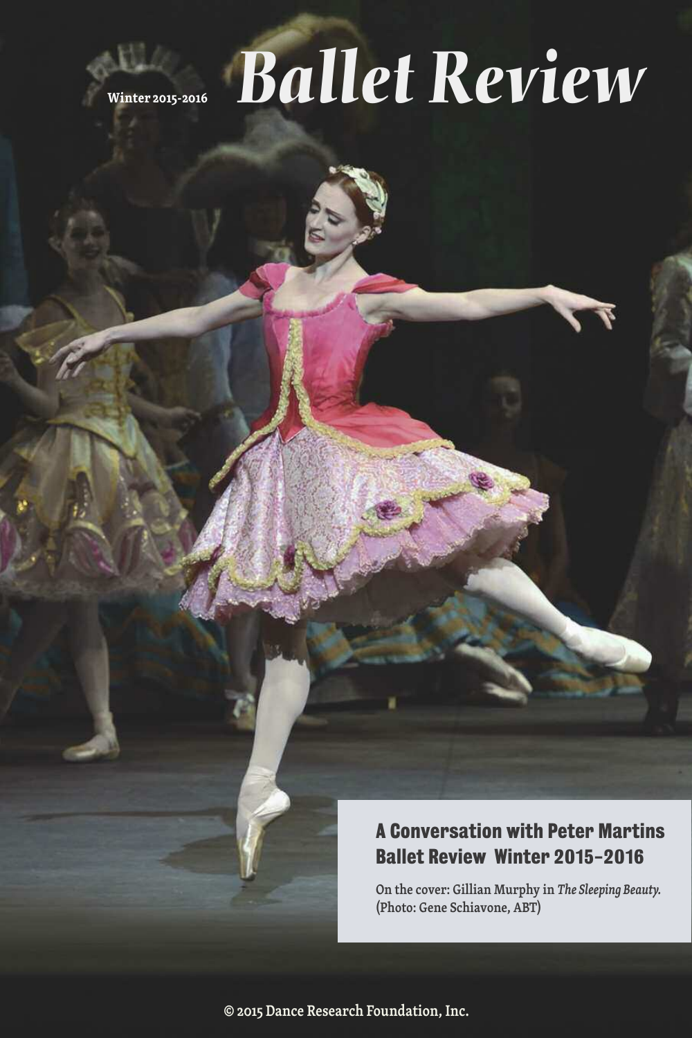Winter 2015-2016

# Ballet Review

## A Conversation with Peter Martins
## Ballet Review Winter 2015-2016

On the cover: Gillian Murphy in *The Sleeping Beauty.* (Photo: Gene Schiavone, ABT)

© 2015 Dance Research Foundation, Inc.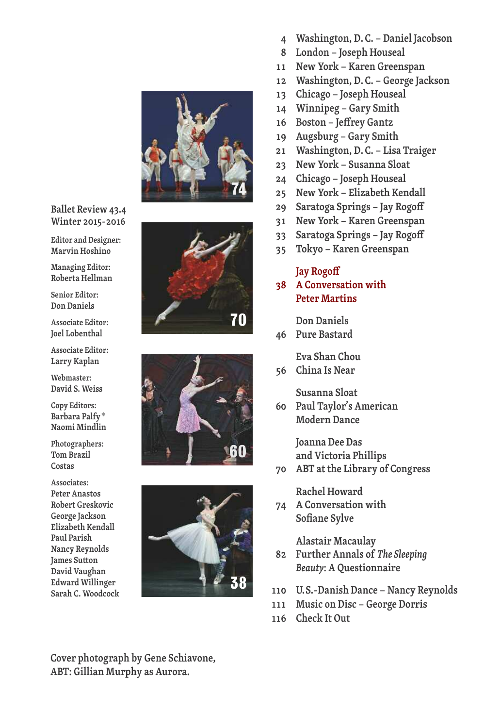Ballet Review 43.4
Winter 2015-2016

Editor and Designer:
Marvin Hoshino

Managing Editor:
Roberta Hellman

Senior Editor:
Don Daniels

Associate Editor:
Joel Lobenthal

Associate Editor:
Larry Kaplan

Webmaster:
David S. Weiss

Copy Editors:
Barbara Palfy*
Naomi Mindlin

Photographers:
Tom Brazil
Costas

Associates:
Peter Anastos
Robert Greskovic
George Jackson
Elizabeth Kendall
Paul Parish
Nancy Reynolds
James Sutton
David Vaughan
Edward Willinger
Sarah C. Woodcock

74

70

60

38

4 Washington, D. C. – Daniel Jacobson
8 London – Joseph Houseal
11 New York – Karen Greenspan
12 Washington, D. C. – George Jackson
13 Chicago – Joseph Houseal
14 Winnipeg – Gary Smith
16 Boston – Jeffrey Gantz
19 Augsburg – Gary Smith
21 Washington, D. C. – Lisa Traiger
23 New York – Susanna Sloat
24 Chicago – Joseph Houseal
25 New York – Elizabeth Kendall
29 Saratoga Springs – Jay Rogoff
31 New York – Karen Greenspan
33 Saratoga Springs – Jay Rogoff
35 Tokyo – Karen Greenspan

Jay Rogoff
38 A Conversation with Peter Martins

Don Daniels
46 Pure Bastard

Eva Shan Chou
56 China Is Near

Susanna Sloat
60 Paul Taylor's American Modern Dance

Joanna Dee Das and Victoria Phillips
70 ABT at the Library of Congress

Rachel Howard
74 A Conversation with Sofiane Sylve

Alastair Macaulay
82 Further Annals of *The Sleeping Beauty*: A Questionnaire

110 U.S.-Danish Dance – Nancy Reynolds
111 Music on Disc – George Dorris
116 Check It Out

Cover photograph by Gene Schiavone, ABT: Gillian Murphy as Aurora.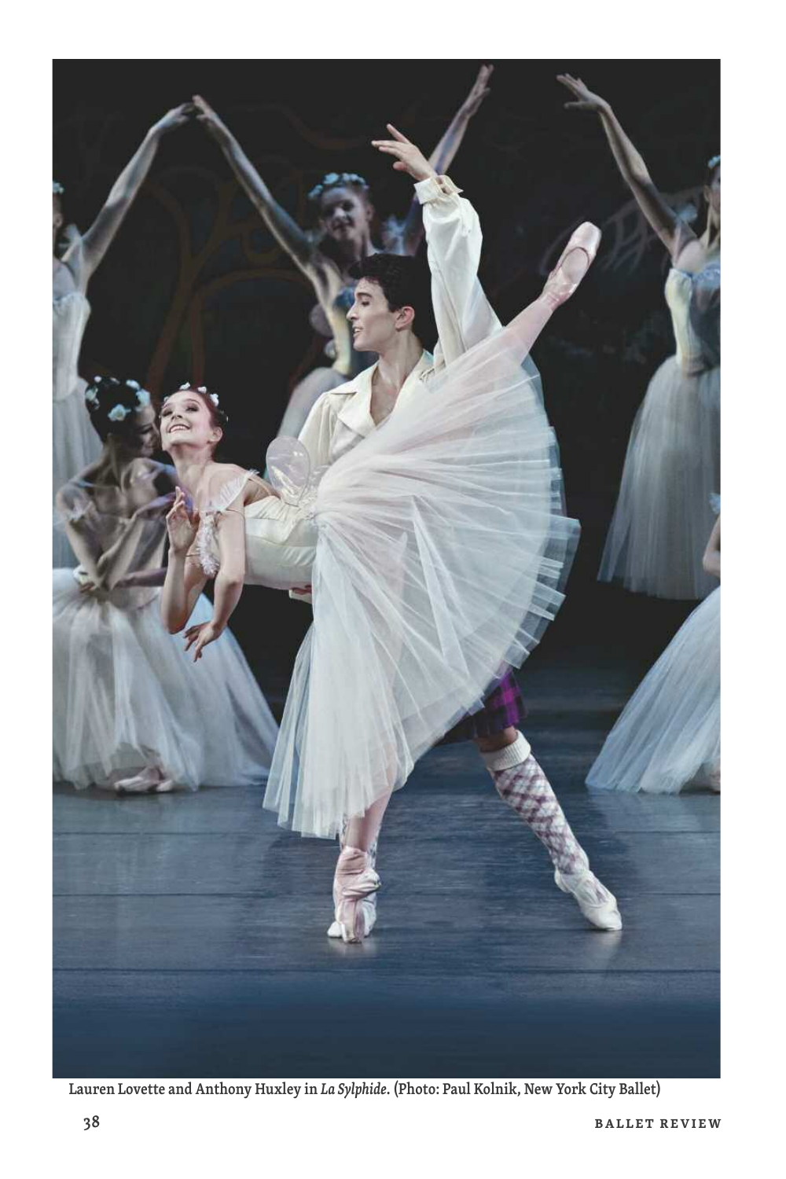Lauren Lovette and Anthony Huxley in *La Sylphide*. (Photo: Paul Kolnik, New York City Ballet)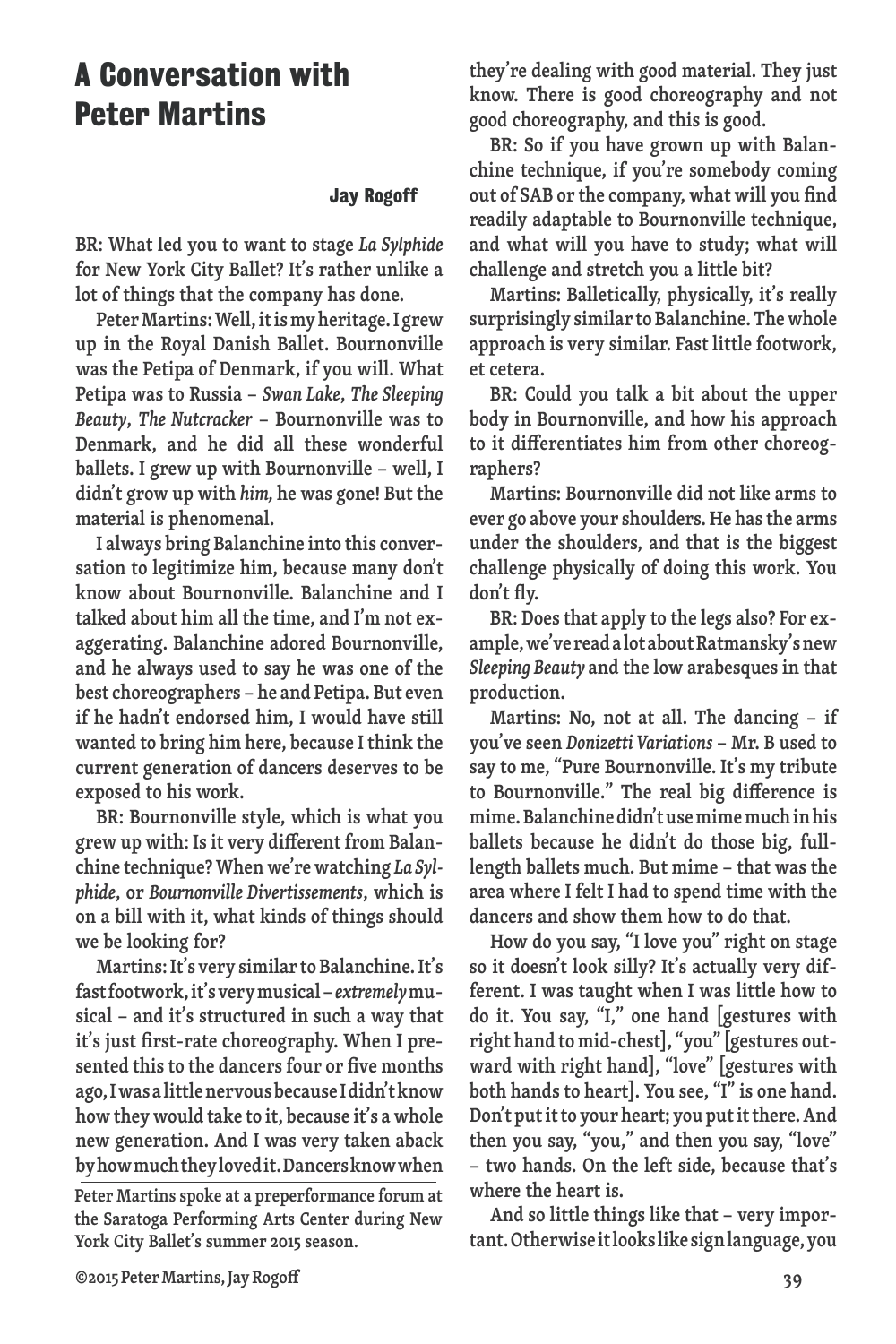# A Conversation with Peter Martins

**Jay Rogoff**

BR: What led you to want to stage *La Sylphide* for New York City Ballet? It's rather unlike a lot of things that the company has done.

Peter Martins: Well, it is my heritage. I grew up in the Royal Danish Ballet. Bournonville was the Petipa of Denmark, if you will. What Petipa was to Russia – *Swan Lake*, *The Sleeping Beauty*, *The Nutcracker* – Bournonville was to Denmark, and he did all these wonderful ballets. I grew up with Bournonville – well, I didn't grow up with *him*, he was gone! But the material is phenomenal.

I always bring Balanchine into this conversation to legitimize him, because many don't know about Bournonville. Balanchine and I talked about him all the time, and I'm not exaggerating. Balanchine adored Bournonville, and he always used to say he was one of the best choreographers – he and Petipa. But even if he hadn't endorsed him, I would have still wanted to bring him here, because I think the current generation of dancers deserves to be exposed to his work.

BR: Bournonville style, which is what you grew up with: Is it very different from Balanchine technique? When we're watching *La Sylphide*, or *Bournonville Divertissements*, which is on a bill with it, what kinds of things should we be looking for?

Martins: It's very similar to Balanchine. It's fast footwork, it's very musical – *extremely* musical – and it's structured in such a way that it's just first-rate choreography. When I presented this to the dancers four or five months ago, I was a little nervous because I didn't know how they would take to it, because it's a whole new generation. And I was very taken aback by how much they loved it. Dancers know when they're dealing with good material. They just know. There is good choreography and not good choreography, and this is good.

BR: So if you have grown up with Balanchine technique, if you're somebody coming out of SAB or the company, what will you find readily adaptable to Bournonville technique, and what will you have to study; what will challenge and stretch you a little bit?

Martins: Balletically, physically, it's really surprisingly similar to Balanchine. The whole approach is very similar. Fast little footwork, et cetera.

BR: Could you talk a bit about the upper body in Bournonville, and how his approach to it differentiates him from other choreographers?

Martins: Bournonville did not like arms to ever go above your shoulders. He has the arms under the shoulders, and that is the biggest challenge physically of doing this work. You don't fly.

BR: Does that apply to the legs also? For example, we've read a lot about Ratmansky's new *Sleeping Beauty* and the low arabesques in that production.

Martins: No, not at all. The dancing – if you've seen *Donizetti Variations* – Mr. B used to say to me, "Pure Bournonville. It's my tribute to Bournonville." The real big difference is mime. Balanchine didn't use mime much in his ballets because he didn't do those big, full-length ballets much. But mime – that was the area where I felt I had to spend time with the dancers and show them how to do that.

How do you say, "I love you" right on stage so it doesn't look silly? It's actually very different. I was taught when I was little how to do it. You say, "I," one hand [gestures with right hand to mid-chest], "you" [gestures outward with right hand], "love" [gestures with both hands to heart]. You see, "I" is one hand. Don't put it to your heart; you put it there. And then you say, "you," and then you say, "love" – two hands. On the left side, because that's where the heart is.

And so little things like that – very important. Otherwise it looks like sign language, you

Peter Martins spoke at a preperformance forum at the Saratoga Performing Arts Center during New York City Ballet's summer 2015 season.

©2015 Peter Martins, Jay Rogoff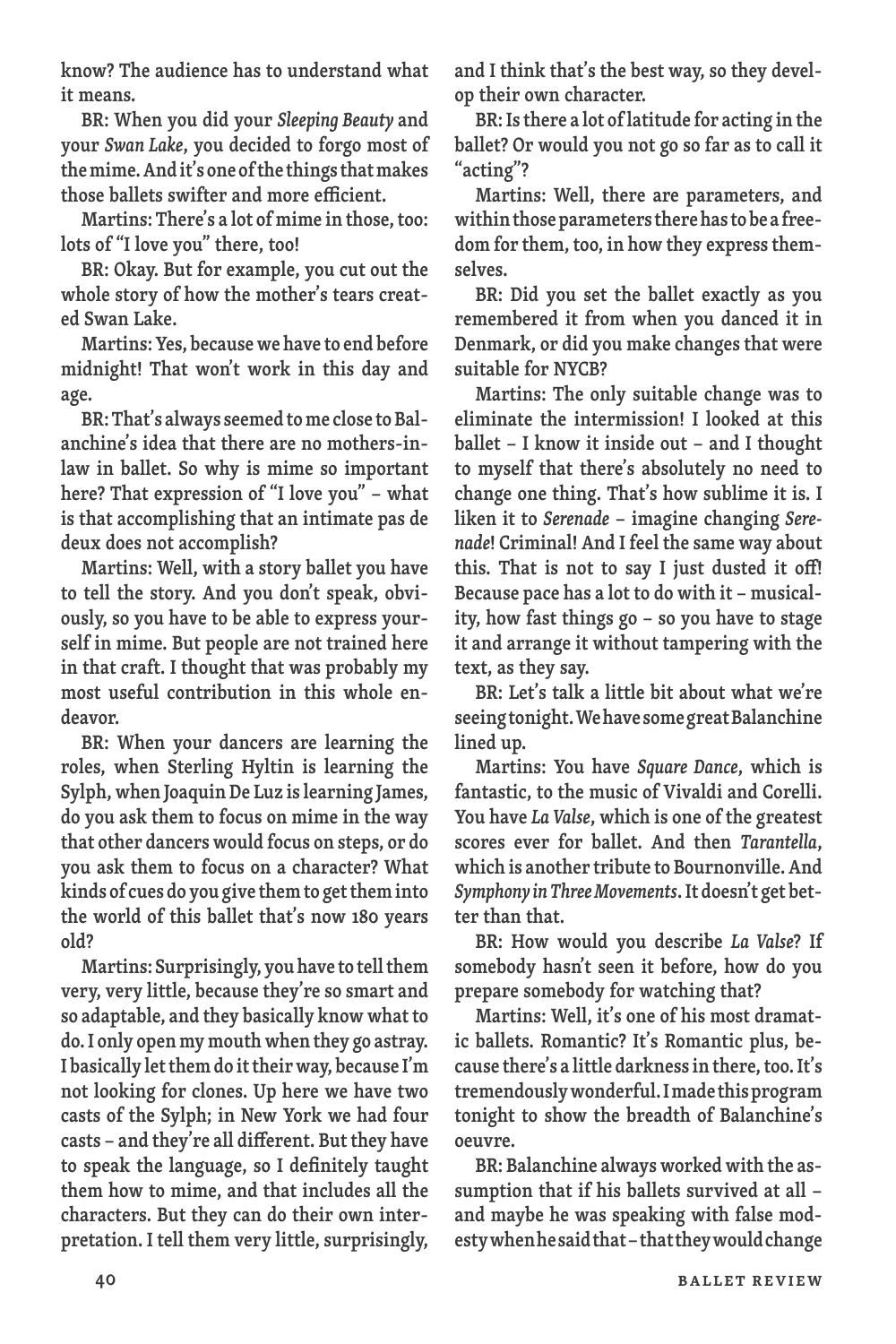know? The audience has to understand what it means.

BR: When you did your *Sleeping Beauty* and your *Swan Lake*, you decided to forgo most of the mime. And it's one of the things that makes those ballets swifter and more efficient.

Martins: There's a lot of mime in those, too: lots of "I love you" there, too!

BR: Okay. But for example, you cut out the whole story of how the mother's tears created Swan Lake.

Martins: Yes, because we have to end before midnight! That won't work in this day and age.

BR: That's always seemed to me close to Balanchine's idea that there are no mothers-in-law in ballet. So why is mime so important here? That expression of "I love you" – what is that accomplishing that an intimate pas de deux does not accomplish?

Martins: Well, with a story ballet you have to tell the story. And you don't speak, obviously, so you have to be able to express yourself in mime. But people are not trained here in that craft. I thought that was probably my most useful contribution in this whole endeavor.

BR: When your dancers are learning the roles, when Sterling Hyltin is learning the Sylph, when Joaquin De Luz is learning James, do you ask them to focus on mime in the way that other dancers would focus on steps, or do you ask them to focus on a character? What kinds of cues do you give them to get them into the world of this ballet that's now 180 years old?

Martins: Surprisingly, you have to tell them very, very little, because they're so smart and so adaptable, and they basically know what to do. I only open my mouth when they go astray. I basically let them do it their way, because I'm not looking for clones. Up here we have two casts of the Sylph; in New York we had four casts – and they're all different. But they have to speak the language, so I definitely taught them how to mime, and that includes all the characters. But they can do their own interpretation. I tell them very little, surprisingly, and I think that's the best way, so they develop their own character.

BR: Is there a lot of latitude for acting in the ballet? Or would you not go so far as to call it "acting"?

Martins: Well, there are parameters, and within those parameters there has to be a freedom for them, too, in how they express themselves.

BR: Did you set the ballet exactly as you remembered it from when you danced it in Denmark, or did you make changes that were suitable for NYCB?

Martins: The only suitable change was to eliminate the intermission! I looked at this ballet – I know it inside out – and I thought to myself that there's absolutely no need to change one thing. That's how sublime it is. I liken it to *Serenade* – imagine changing *Serenade*! Criminal! And I feel the same way about this. That is not to say I just dusted it off! Because pace has a lot to do with it – musicality, how fast things go – so you have to stage it and arrange it without tampering with the text, as they say.

BR: Let's talk a little bit about what we're seeing tonight. We have some great Balanchine lined up.

Martins: You have *Square Dance*, which is fantastic, to the music of Vivaldi and Corelli. You have *La Valse*, which is one of the greatest scores ever for ballet. And then *Tarantella*, which is another tribute to Bournonville. And *Symphony in Three Movements*. It doesn't get better than that.

BR: How would you describe *La Valse*? If somebody hasn't seen it before, how do you prepare somebody for watching that?

Martins: Well, it's one of his most dramatic ballets. Romantic? It's Romantic plus, because there's a little darkness in there, too. It's tremendously wonderful. I made this program tonight to show the breadth of Balanchine's oeuvre.

BR: Balanchine always worked with the assumption that if his ballets survived at all – and maybe he was speaking with false modesty when he said that – that they would change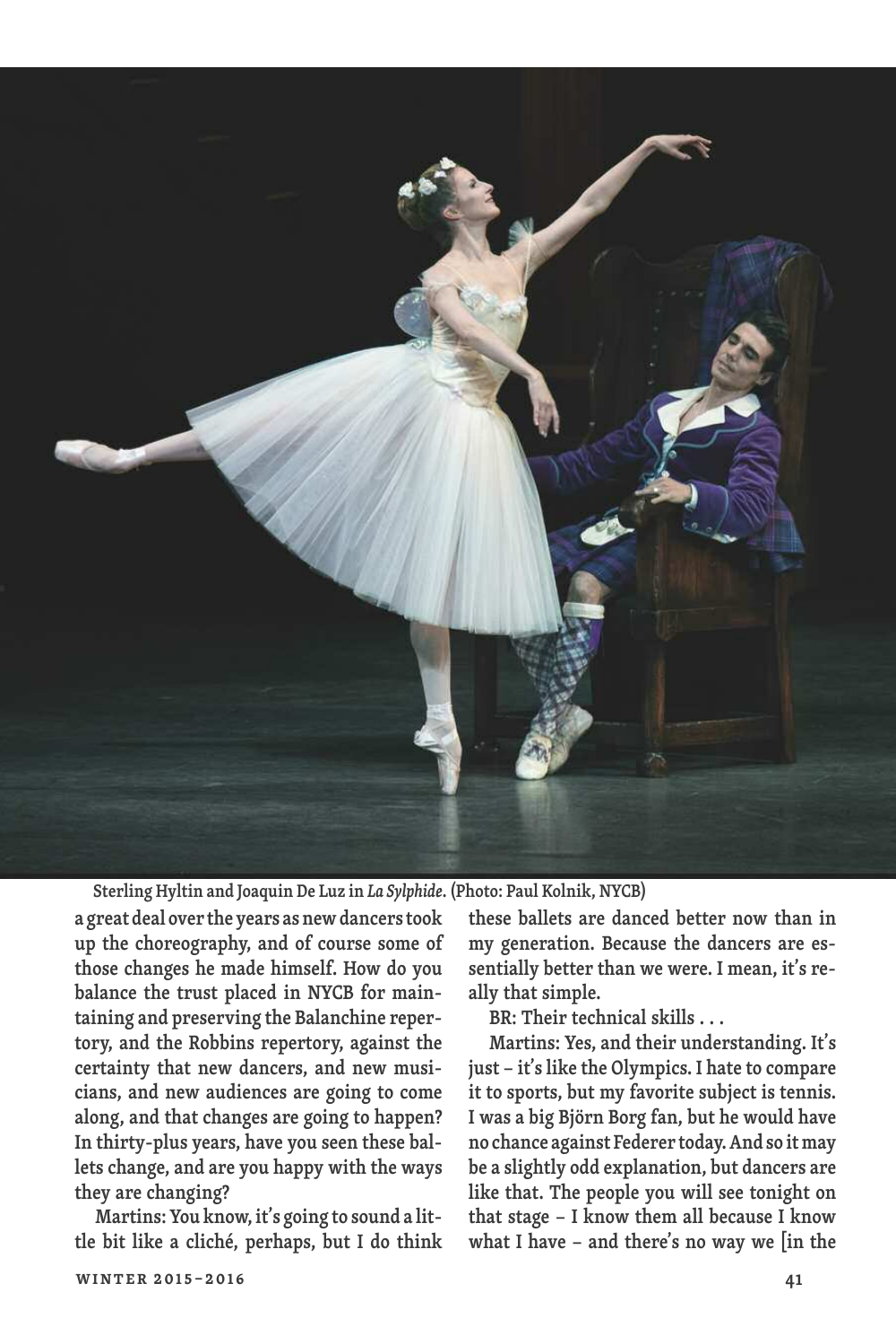Sterling Hyltin and Joaquin De Luz in *La Sylphide*. (Photo: Paul Kolnik, NYCB)

a great deal over the years as new dancers took up the choreography, and of course some of those changes he made himself. How do you balance the trust placed in NYCB for maintaining and preserving the Balanchine repertory, and the Robbins repertory, against the certainty that new dancers, and new musicians, and new audiences are going to come along, and that changes are going to happen? In thirty-plus years, have you seen these ballets change, and are you happy with the ways they are changing?

Martins: You know, it's going to sound a little bit like a cliché, perhaps, but I do think these ballets are danced better now than in my generation. Because the dancers are essentially better than we were. I mean, it's really that simple.

BR: Their technical skills . . .

Martins: Yes, and their understanding. It's just – it's like the Olympics. I hate to compare it to sports, but my favorite subject is tennis. I was a big Björn Borg fan, but he would have no chance against Federer today. And so it may be a slightly odd explanation, but dancers are like that. The people you will see tonight on that stage – I know them all because I know what I have – and there's no way we [in the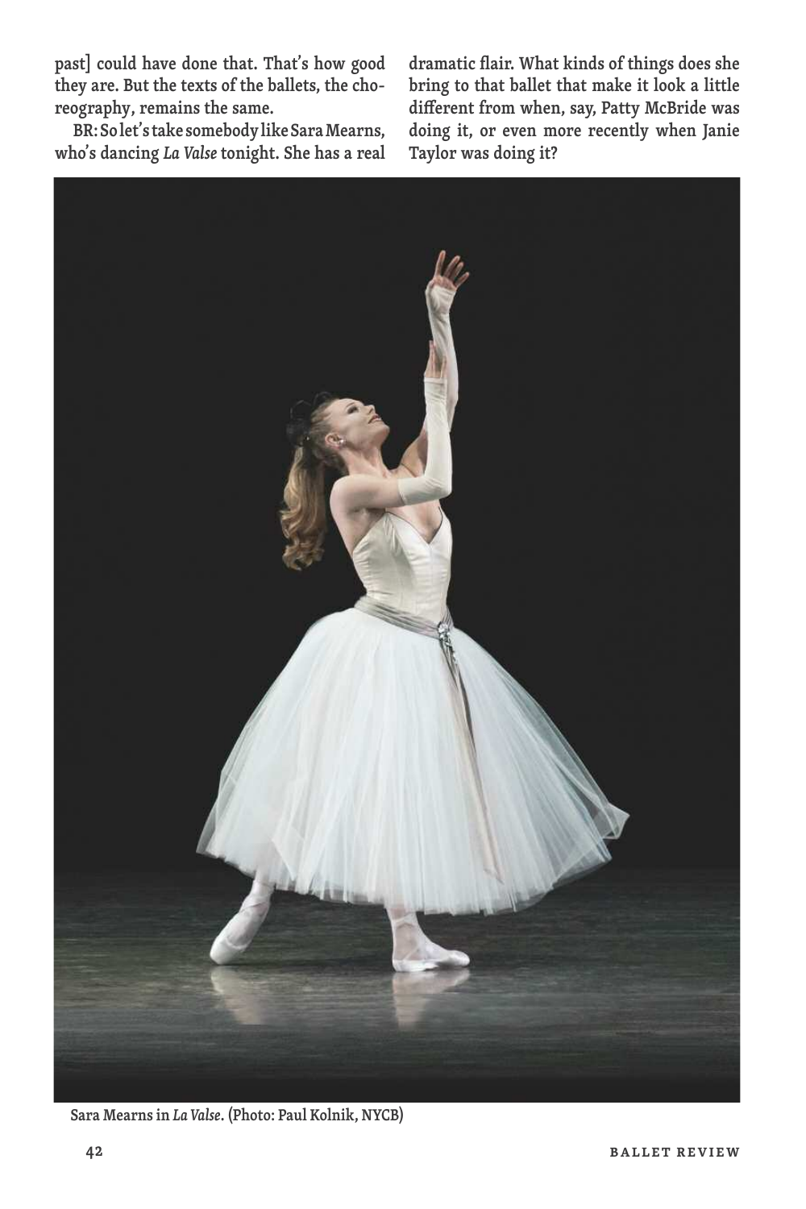past] could have done that. That's how good they are. But the texts of the ballets, the choreography, remains the same.

**BR: So let's take somebody like Sara Mearns, who's dancing *La Valse* tonight. She has a real dramatic flair. What kinds of things does she bring to that ballet that make it look a little different from when, say, Patty McBride was doing it, or even more recently when Janie Taylor was doing it?**

Sara Mearns in *La Valse*. (Photo: Paul Kolnik, NYCB)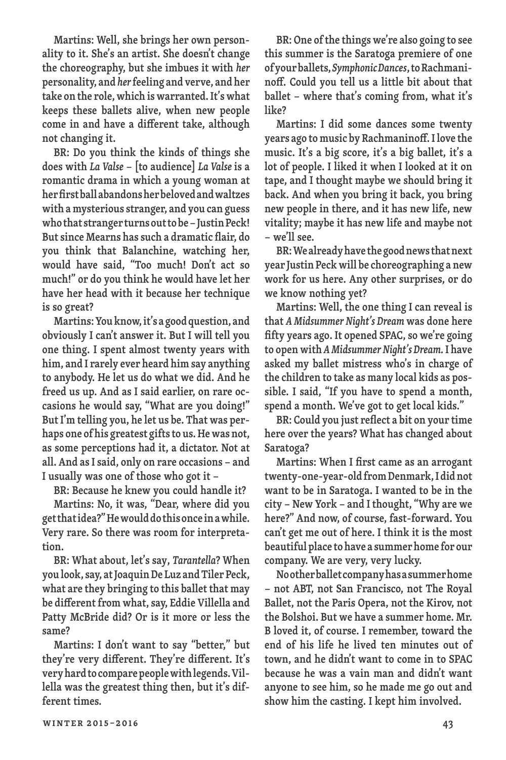Martins: Well, she brings her own personality to it. She's an artist. She doesn't change the choreography, but she imbues it with *her* personality, and *her* feeling and verve, and her take on the role, which is warranted. It's what keeps these ballets alive, when new people come in and have a different take, although not changing it.

BR: Do you think the kinds of things she does with *La Valse* – [to audience] *La Valse* is a romantic drama in which a young woman at her first ball abandons her beloved and waltzes with a mysterious stranger, and you can guess who that stranger turns out to be – Justin Peck! But since Mearns has such a dramatic flair, do you think that Balanchine, watching her, would have said, "Too much! Don't act so much!" or do you think he would have let her have her head with it because her technique is so great?

Martins: You know, it's a good question, and obviously I can't answer it. But I will tell you one thing. I spent almost twenty years with him, and I rarely ever heard him say anything to anybody. He let us do what we did. And he freed us up. And as I said earlier, on rare occasions he would say, "What are you doing!" But I'm telling you, he let us be. That was perhaps one of his greatest gifts to us. He was not, as some perceptions had it, a dictator. Not at all. And as I said, only on rare occasions – and I usually was one of those who got it –

BR: Because he knew you could handle it?

Martins: No, it was, "Dear, where did you get that idea?" He would do this once in a while. Very rare. So there was room for interpretation.

BR: What about, let's say, *Tarantella*? When you look, say, at Joaquin De Luz and Tiler Peck, what are they bringing to this ballet that may be different from what, say, Eddie Villella and Patty McBride did? Or is it more or less the same?

Martins: I don't want to say "better," but they're very different. They're different. It's very hard to compare people with legends. Villella was the greatest thing then, but it's different times.

BR: One of the things we're also going to see this summer is the Saratoga premiere of one of your ballets, *Symphonic Dances*, to Rachmaninoff. Could you tell us a little bit about that ballet – where that's coming from, what it's like?

Martins: I did some dances some twenty years ago to music by Rachmaninoff. I love the music. It's a big score, it's a big ballet, it's a lot of people. I liked it when I looked at it on tape, and I thought maybe we should bring it back. And when you bring it back, you bring new people in there, and it has new life, new vitality; maybe it has new life and maybe not – we'll see.

BR: We already have the good news that next year Justin Peck will be choreographing a new work for us here. Any other surprises, or do we know nothing yet?

Martins: Well, the one thing I can reveal is that *A Midsummer Night's Dream* was done here fifty years ago. It opened SPAC, so we're going to open with *A Midsummer Night's Dream*. I have asked my ballet mistress who's in charge of the children to take as many local kids as possible. I said, "If you have to spend a month, spend a month. We've got to get local kids."

BR: Could you just reflect a bit on your time here over the years? What has changed about Saratoga?

Martins: When I first came as an arrogant twenty-one-year-old from Denmark, I did not want to be in Saratoga. I wanted to be in the city – New York – and I thought, "Why are we here?" And now, of course, fast-forward. You can't get me out of here. I think it is the most beautiful place to have a summer home for our company. We are very, very lucky.

No other ballet company has a summer home – not ABT, not San Francisco, not The Royal Ballet, not the Paris Opera, not the Kirov, not the Bolshoi. But we have a summer home. Mr. B loved it, of course. I remember, toward the end of his life he lived ten minutes out of town, and he didn't want to come in to SPAC because he was a vain man and didn't want anyone to see him, so he made me go out and show him the casting. I kept him involved.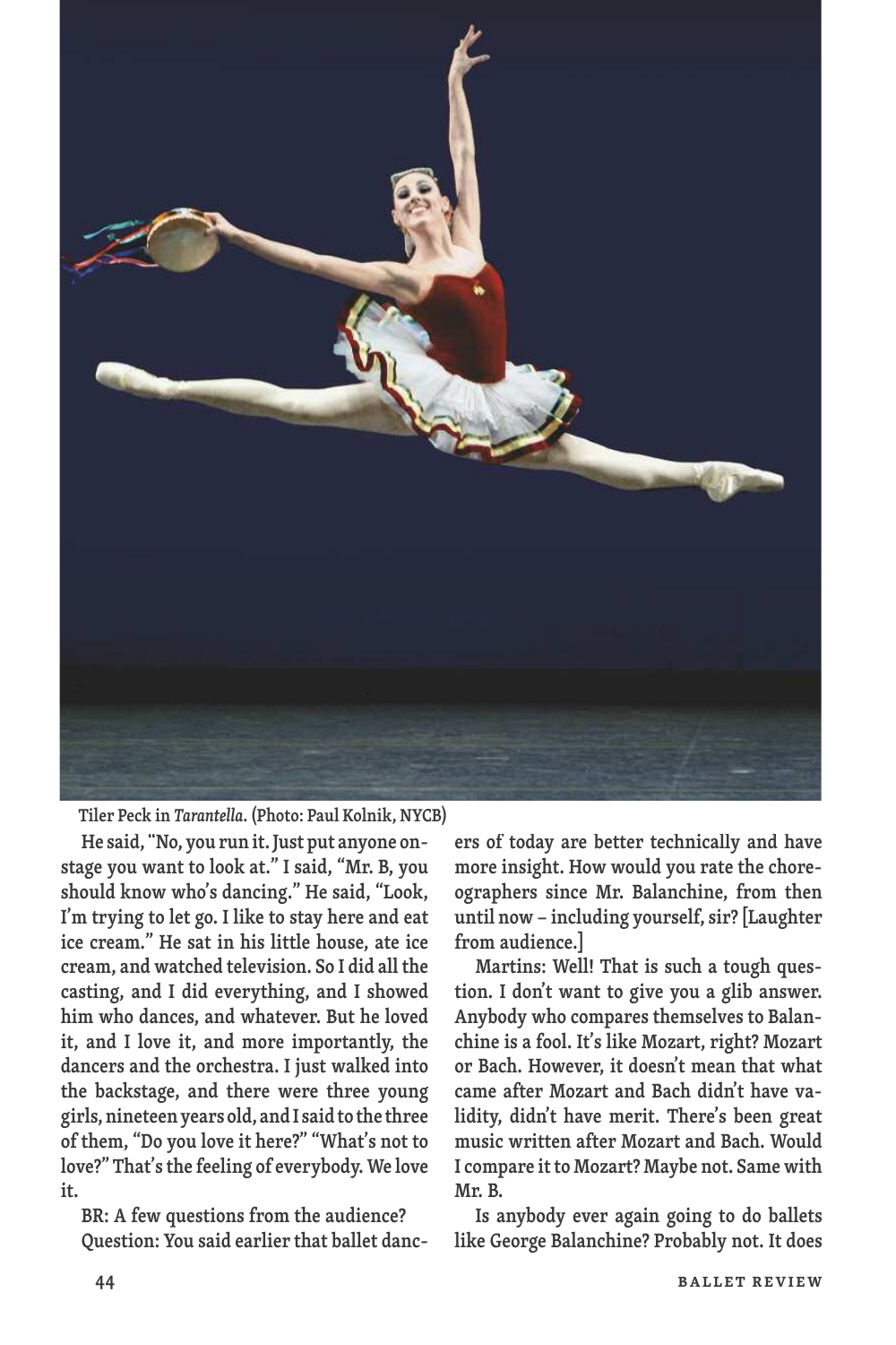Tiler Peck in *Tarantella*. (Photo: Paul Kolnik, NYCB)

He said, "No, you run it. Just put anyone onstage you want to look at." I said, "Mr. B, you should know who's dancing." He said, "Look, I'm trying to let go. I like to stay here and eat ice cream." He sat in his little house, ate ice cream, and watched television. So I did all the casting, and I did everything, and I showed him who dances, and whatever. But he loved it, and I love it, and more importantly, the dancers and the orchestra. I just walked into the backstage, and there were three young girls, nineteen years old, and I said to the three of them, "Do you love it here?" "What's not to love?" That's the feeling of everybody. We love it.

BR: A few questions from the audience?

Question: You said earlier that ballet dancers of today are better technically and have more insight. How would you rate the choreographers since Mr. Balanchine, from then until now – including yourself, sir? [Laughter from audience.]

Martins: Well! That is such a tough question. I don't want to give you a glib answer. Anybody who compares themselves to Balanchine is a fool. It's like Mozart, right? Mozart or Bach. However, it doesn't mean that what came after Mozart and Bach didn't have validity, didn't have merit. There's been great music written after Mozart and Bach. Would I compare it to Mozart? Maybe not. Same with Mr. B.

Is anybody ever again going to do ballets like George Balanchine? Probably not. It does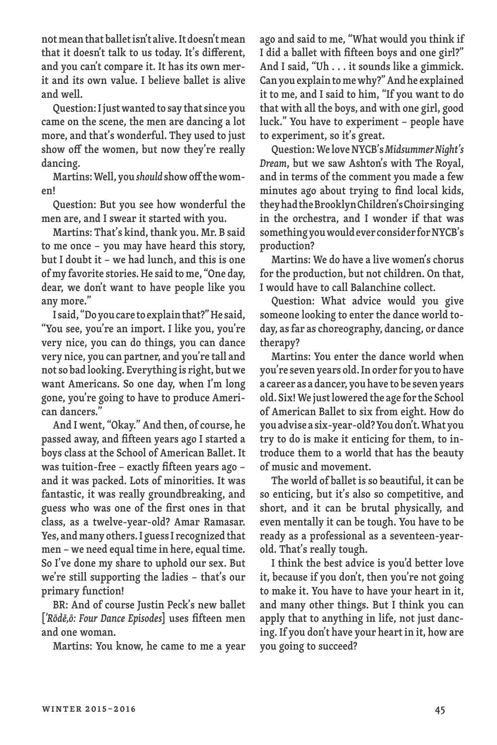not mean that ballet isn't alive. It doesn't mean that it doesn't talk to us today. It's different, and you can't compare it. It has its own merit and its own value. I believe ballet is alive and well.

Question: I just wanted to say that since you came on the scene, the men are dancing a lot more, and that's wonderful. They used to just show off the women, but now they're really dancing.

Martins: Well, you *should* show off the women!

Question: But you see how wonderful the men are, and I swear it started with you.

Martins: That's kind, thank you. Mr. B said to me once – you may have heard this story, but I doubt it – we had lunch, and this is one of my favorite stories. He said to me, "One day, dear, we don't want to have people like you any more."

I said, "Do you care to explain that?" He said, "You see, you're an import. I like you, you're very nice, you can do things, you can dance very nice, you can partner, and you're tall and not so bad looking. Everything is right, but we want Americans. So one day, when I'm long gone, you're going to have to produce American dancers."

And I went, "Okay." And then, of course, he passed away, and fifteen years ago I started a boys class at the School of American Ballet. It was tuition-free – exactly fifteen years ago – and it was packed. Lots of minorities. It was fantastic, it was really groundbreaking, and guess who was one of the first ones in that class, as a twelve-year-old? Amar Ramasar. Yes, and many others. I guess I recognized that men – we need equal time in here, equal time. So I've done my share to uphold our sex. But we're still supporting the ladies – that's our primary function!

BR: And of course Justin Peck's new ballet [*'Rōdē,ō: Four Dance Episodes*] uses fifteen men and one woman.

Martins: You know, he came to me a year ago and said to me, "What would you think if I did a ballet with fifteen boys and one girl?" And I said, "Uh . . . it sounds like a gimmick. Can you explain to me why?" And he explained it to me, and I said to him, "If you want to do that with all the boys, and with one girl, good luck." You have to experiment – people have to experiment, so it's great.

Question: We love NYCB's *Midsummer Night's Dream*, but we saw Ashton's with The Royal, and in terms of the comment you made a few minutes ago about trying to find local kids, they had the Brooklyn Children's Choir singing in the orchestra, and I wonder if that was something you would ever consider for NYCB's production?

Martins: We do have a live women's chorus for the production, but not children. On that, I would have to call Balanchine collect.

Question: What advice would you give someone looking to enter the dance world today, as far as choreography, dancing, or dance therapy?

Martins: You enter the dance world when you're seven years old. In order for you to have a career as a dancer, you have to be seven years old. Six! We just lowered the age for the School of American Ballet to six from eight. How do you advise a six-year-old? You don't. What you try to do is make it enticing for them, to introduce them to a world that has the beauty of music and movement.

The world of ballet is so beautiful, it can be so enticing, but it's also so competitive, and short, and it can be brutal physically, and even mentally it can be tough. You have to be ready as a professional as a seventeen-year-old. That's really tough.

I think the best advice is you'd better love it, because if you don't, then you're not going to make it. You have to have your heart in it, and many other things. But I think you can apply that to anything in life, not just dancing. If you don't have your heart in it, how are you going to succeed?